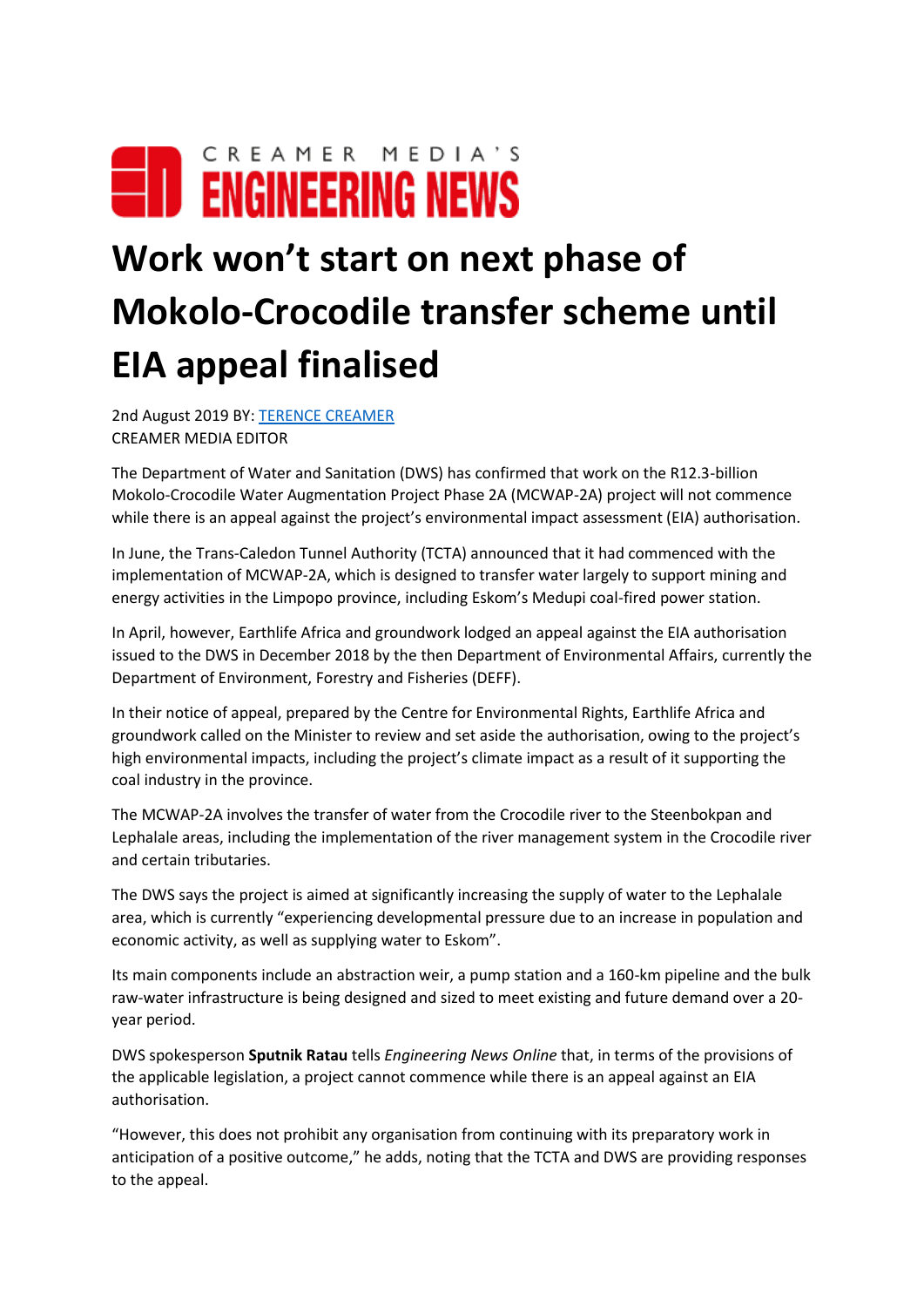CREAMER MEDIA'S
**ENGINEERING NEWS**

# Work won't start on next phase of Mokolo-Crocodile transfer scheme until EIA appeal finalised

2nd August 2019 BY: [TERENCE CREAMER]
CREAMER MEDIA EDITOR

The Department of Water and Sanitation (DWS) has confirmed that work on the R12.3-billion Mokolo-Crocodile Water Augmentation Project Phase 2A (MCWAP-2A) project will not commence while there is an appeal against the project's environmental impact assessment (EIA) authorisation.

In June, the Trans-Caledon Tunnel Authority (TCTA) announced that it had commenced with the implementation of MCWAP-2A, which is designed to transfer water largely to support mining and energy activities in the Limpopo province, including Eskom's Medupi coal-fired power station.

In April, however, Earthlife Africa and groundwork lodged an appeal against the EIA authorisation issued to the DWS in December 2018 by the then Department of Environmental Affairs, currently the Department of Environment, Forestry and Fisheries (DEFF).

In their notice of appeal, prepared by the Centre for Environmental Rights, Earthlife Africa and groundwork called on the Minister to review and set aside the authorisation, owing to the project's high environmental impacts, including the project's climate impact as a result of it supporting the coal industry in the province.

The MCWAP-2A involves the transfer of water from the Crocodile river to the Steenbokpan and Lephalale areas, including the implementation of the river management system in the Crocodile river and certain tributaries.

The DWS says the project is aimed at significantly increasing the supply of water to the Lephalale area, which is currently "experiencing developmental pressure due to an increase in population and economic activity, as well as supplying water to Eskom".

Its main components include an abstraction weir, a pump station and a 160-km pipeline and the bulk raw-water infrastructure is being designed and sized to meet existing and future demand over a 20-year period.

DWS spokesperson **Sputnik Ratau** tells *Engineering News Online* that, in terms of the provisions of the applicable legislation, a project cannot commence while there is an appeal against an EIA authorisation.

"However, this does not prohibit any organisation from continuing with its preparatory work in anticipation of a positive outcome," he adds, noting that the TCTA and DWS are providing responses to the appeal.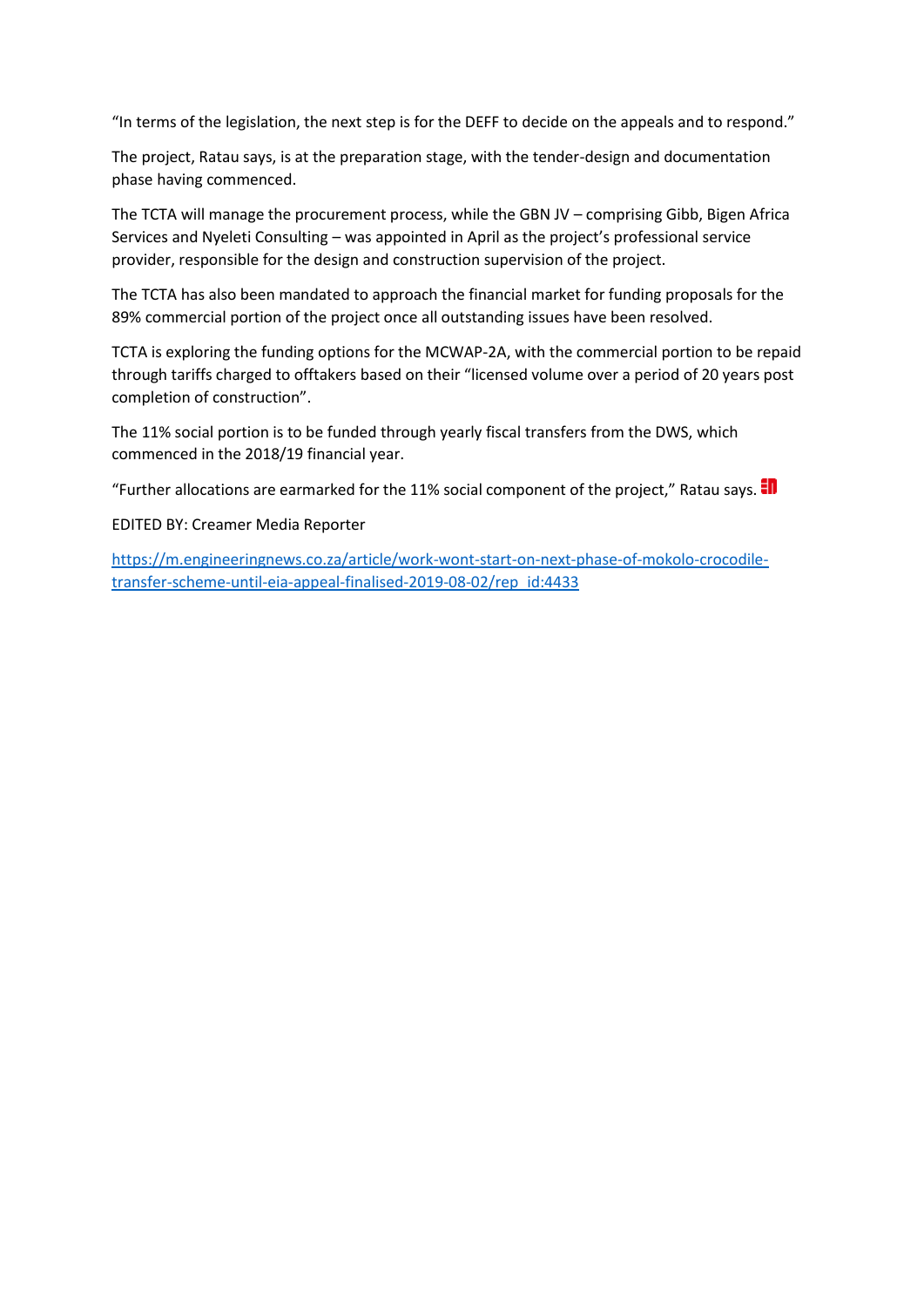"In terms of the legislation, the next step is for the DEFF to decide on the appeals and to respond."

The project, Ratau says, is at the preparation stage, with the tender-design and documentation phase having commenced.

The TCTA will manage the procurement process, while the GBN JV – comprising Gibb, Bigen Africa Services and Nyeleti Consulting – was appointed in April as the project's professional service provider, responsible for the design and construction supervision of the project.

The TCTA has also been mandated to approach the financial market for funding proposals for the 89% commercial portion of the project once all outstanding issues have been resolved.

TCTA is exploring the funding options for the MCWAP-2A, with the commercial portion to be repaid through tariffs charged to offtakers based on their "licensed volume over a period of 20 years post completion of construction".

The 11% social portion is to be funded through yearly fiscal transfers from the DWS, which commenced in the 2018/19 financial year.

"Further allocations are earmarked for the 11% social component of the project," Ratau says.

EDITED BY: Creamer Media Reporter

https://m.engineeringnews.co.za/article/work-wont-start-on-next-phase-of-mokolo-crocodile-transfer-scheme-until-eia-appeal-finalised-2019-08-02/rep_id:4433